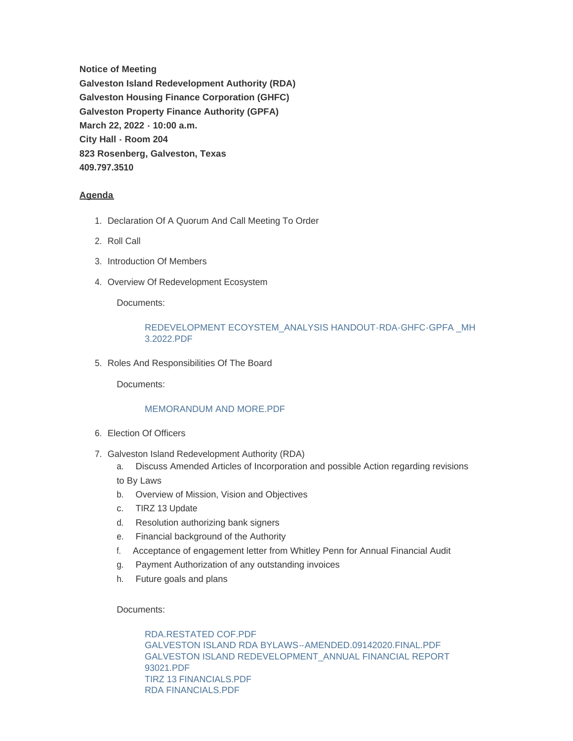**Notice of Meeting**
**Galveston Island Redevelopment Authority (RDA)**
**Galveston Housing Finance Corporation (GHFC)**
**Galveston Property Finance Authority (GPFA)**
**March 22, 2022 - 10:00 a.m.**
**City Hall - Room 204**
**823 Rosenberg, Galveston, Texas**
**409.797.3510**

**Agenda**

1. Declaration Of A Quorum And Call Meeting To Order
2. Roll Call
3. Introduction Of Members
4. Overview Of Redevelopment Ecosystem

   Documents:

   REDEVELOPMENT ECOYSTEM_ANALYSIS HANDOUT-RDA-GHFC-GPFA _MH 3.2022.PDF

5. Roles And Responsibilities Of The Board

   Documents:

   MEMORANDUM AND MORE.PDF

6. Election Of Officers
7. Galveston Island Redevelopment Authority (RDA)
   a. Discuss Amended Articles of Incorporation and possible Action regarding revisions to By Laws
   b. Overview of Mission, Vision and Objectives
   c. TIRZ 13 Update
   d. Resolution authorizing bank signers
   e. Financial background of the Authority
   f. Acceptance of engagement letter from Whitley Penn for Annual Financial Audit
   g. Payment Authorization of any outstanding invoices
   h. Future goals and plans

   Documents:

   RDA.RESTATED COF.PDF
   GALVESTON ISLAND RDA BYLAWS--AMENDED.09142020.FINAL.PDF
   GALVESTON ISLAND REDEVELOPMENT_ANNUAL FINANCIAL REPORT 93021.PDF
   TIRZ 13 FINANCIALS.PDF
   RDA FINANCIALS.PDF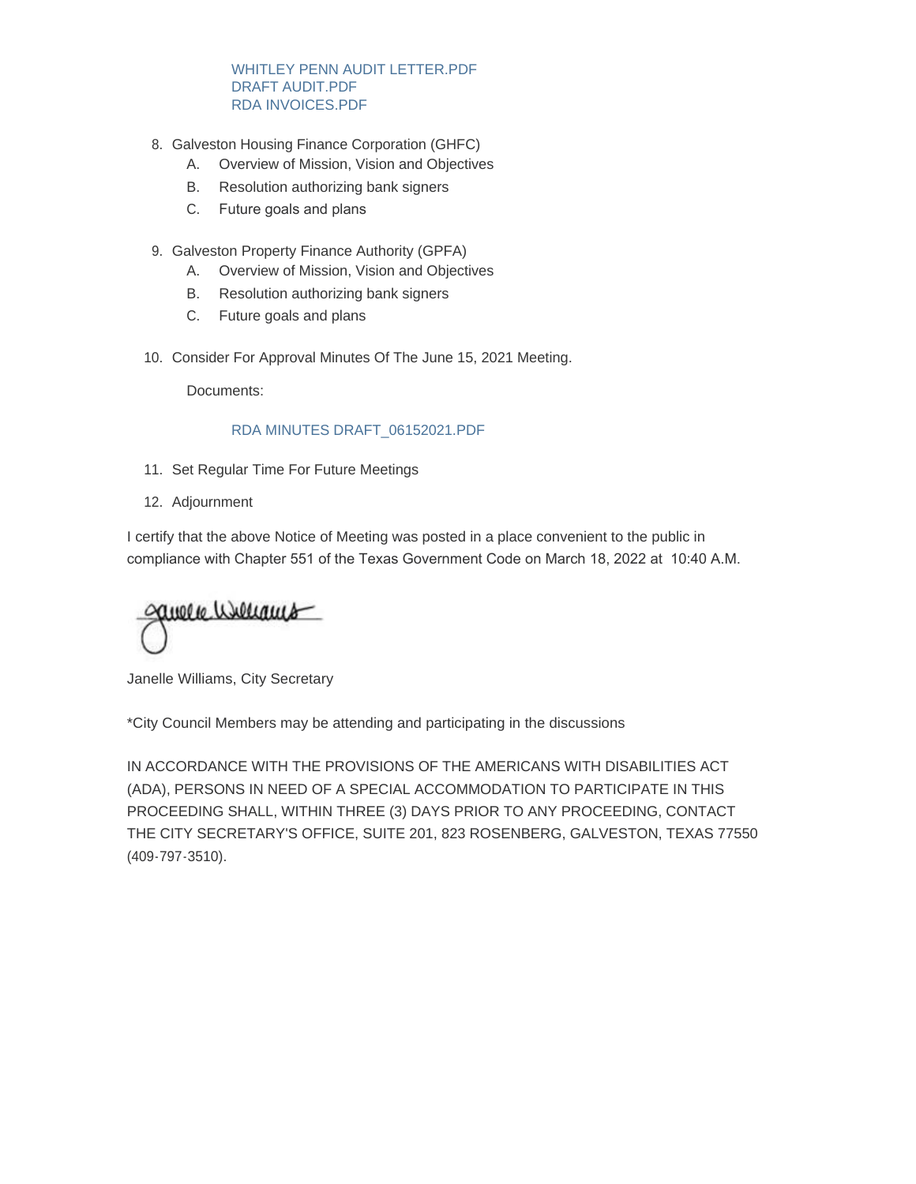WHITLEY PENN AUDIT LETTER.PDF
DRAFT AUDIT.PDF
RDA INVOICES.PDF

8. Galveston Housing Finance Corporation (GHFC)
   - A. Overview of Mission, Vision and Objectives
   - B. Resolution authorizing bank signers
   - C. Future goals and plans

9. Galveston Property Finance Authority (GPFA)
   - A. Overview of Mission, Vision and Objectives
   - B. Resolution authorizing bank signers
   - C. Future goals and plans

10. Consider For Approval Minutes Of The June 15, 2021 Meeting.

    Documents:

    RDA MINUTES DRAFT_06152021.PDF

11. Set Regular Time For Future Meetings

12. Adjournment

I certify that the above Notice of Meeting was posted in a place convenient to the public in compliance with Chapter 551 of the Texas Government Code on March 18, 2022 at 10:40 A.M.

Janelle Williams, City Secretary

*City Council Members may be attending and participating in the discussions

IN ACCORDANCE WITH THE PROVISIONS OF THE AMERICANS WITH DISABILITIES ACT (ADA), PERSONS IN NEED OF A SPECIAL ACCOMMODATION TO PARTICIPATE IN THIS PROCEEDING SHALL, WITHIN THREE (3) DAYS PRIOR TO ANY PROCEEDING, CONTACT THE CITY SECRETARY'S OFFICE, SUITE 201, 823 ROSENBERG, GALVESTON, TEXAS 77550 (409-797-3510).